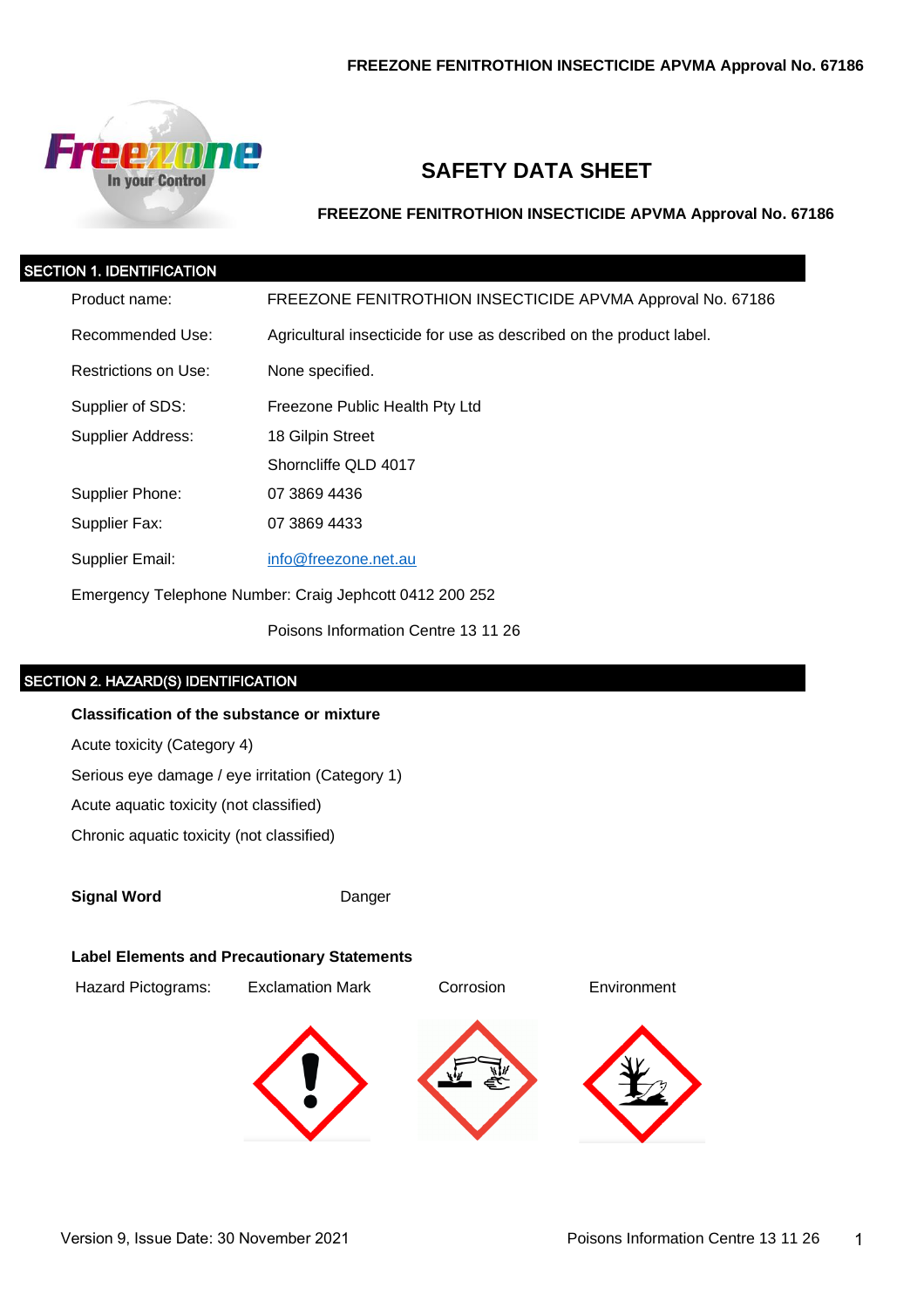# SAFETY DATA SHEET

**FREEZONE FENITROTHION INSECTICIDE APVMA Approval No. 67186**

## SECTION 1. IDENTIFICATION

| | |
|---|---|
| Product name: | FREEZONE FENITROTHION INSECTICIDE APVMA Approval No. 67186 |
| Recommended Use: | Agricultural insecticide for use as described on the product label. |
| Restrictions on Use: | None specified. |
| Supplier of SDS: | Freezone Public Health Pty Ltd |
| Supplier Address: | 18 Gilpin Street<br>Shorncliffe QLD 4017 |
| Supplier Phone: | 07 3869 4436 |
| Supplier Fax: | 07 3869 4433 |
| Supplier Email: | info@freezone.net.au |

Emergency Telephone Number: Craig Jephcott 0412 200 252

Poisons Information Centre 13 11 26

## SECTION 2. HAZARD(S) IDENTIFICATION

**Classification of the substance or mixture**

Acute toxicity (Category 4)

Serious eye damage / eye irritation (Category 1)

Acute aquatic toxicity (not classified)

Chronic aquatic toxicity (not classified)

**Signal Word** Danger

**Label Elements and Precautionary Statements**

Hazard Pictograms: Exclamation Mark, Corrosion, Environment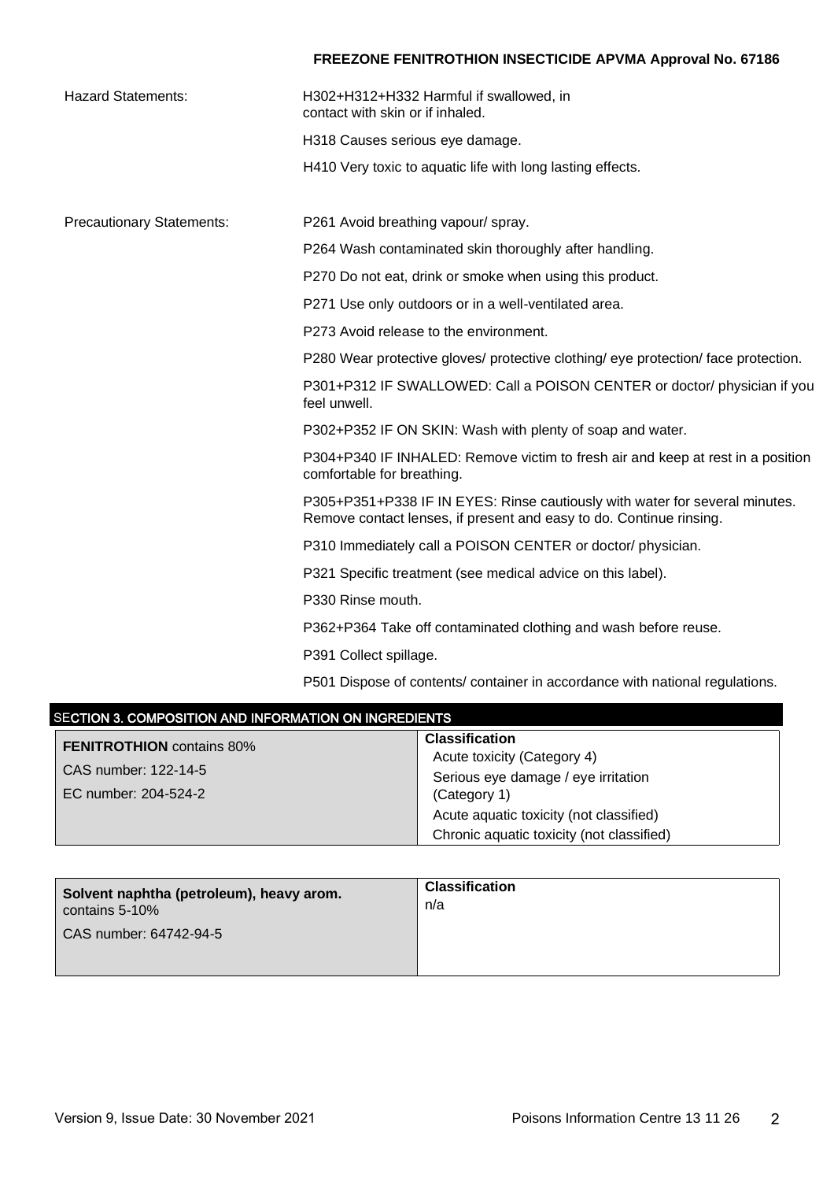| | |
|---|---|
| Hazard Statements: | H302+H312+H332 Harmful if swallowed, in contact with skin or if inhaled. |
| | H318 Causes serious eye damage. |
| | H410 Very toxic to aquatic life with long lasting effects. |
| Precautionary Statements: | P261 Avoid breathing vapour/ spray. |
| | P264 Wash contaminated skin thoroughly after handling. |
| | P270 Do not eat, drink or smoke when using this product. |
| | P271 Use only outdoors or in a well-ventilated area. |
| | P273 Avoid release to the environment. |
| | P280 Wear protective gloves/ protective clothing/ eye protection/ face protection. |
| | P301+P312 IF SWALLOWED: Call a POISON CENTER or doctor/ physician if you feel unwell. |
| | P302+P352 IF ON SKIN: Wash with plenty of soap and water. |
| | P304+P340 IF INHALED: Remove victim to fresh air and keep at rest in a position comfortable for breathing. |
| | P305+P351+P338 IF IN EYES: Rinse cautiously with water for several minutes. Remove contact lenses, if present and easy to do. Continue rinsing. |
| | P310 Immediately call a POISON CENTER or doctor/ physician. |
| | P321 Specific treatment (see medical advice on this label). |
| | P330 Rinse mouth. |
| | P362+P364 Take off contaminated clothing and wash before reuse. |
| | P391 Collect spillage. |
| | P501 Dispose of contents/ container in accordance with national regulations. |

## SECTION 3. COMPOSITION AND INFORMATION ON INGREDIENTS

| | |
|---|---|
| **FENITROTHION** contains 80%<br>CAS number: 122-14-5<br>EC number: 204-524-2 | **Classification**<br>Acute toxicity (Category 4)<br>Serious eye damage / eye irritation (Category 1)<br>Acute aquatic toxicity (not classified)<br>Chronic aquatic toxicity (not classified) |

| | |
|---|---|
| **Solvent naphtha (petroleum), heavy arom.** contains 5-10%<br>CAS number: 64742-94-5 | **Classification**<br>n/a |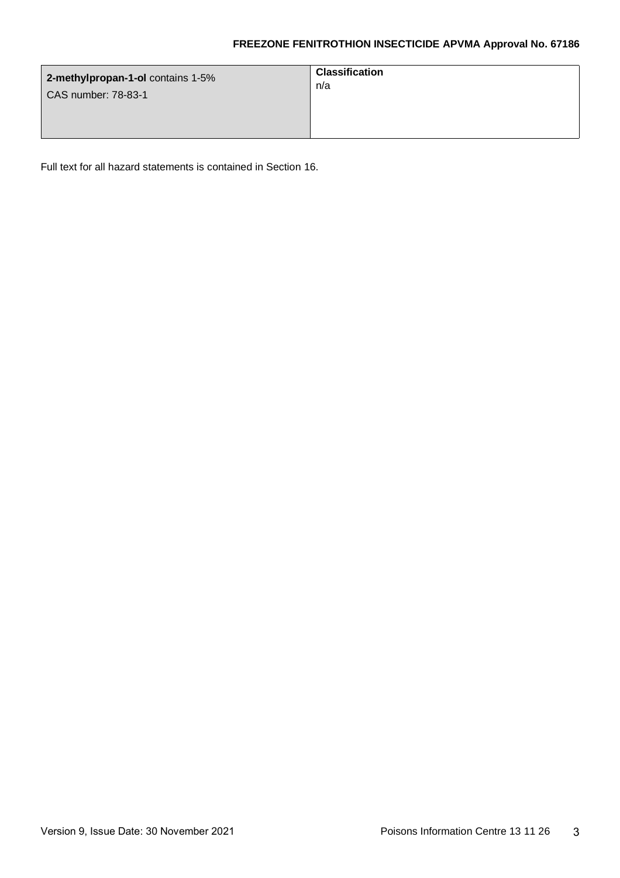| **2-methylpropan-1-ol** contains 1-5%<br>CAS number: 78-83-1 | **Classification**<br>n/a |
| --- | --- |

Full text for all hazard statements is contained in Section 16.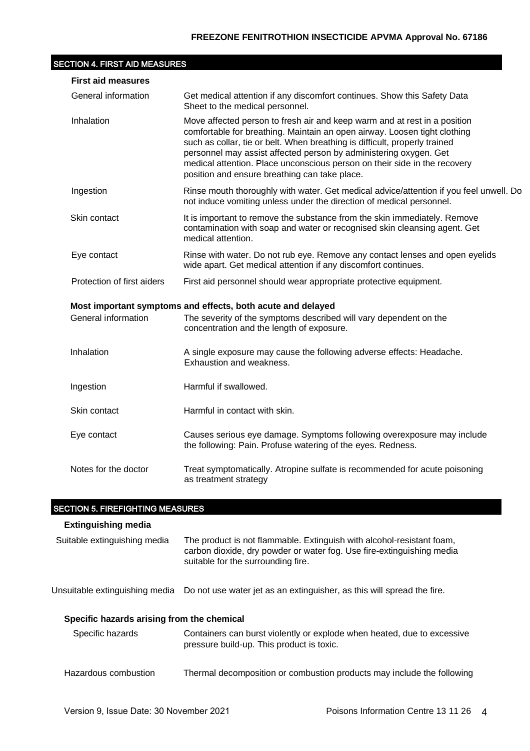## SECTION 4. FIRST AID MEASURES

### First aid measures

| | |
|---|---|
| General information | Get medical attention if any discomfort continues. Show this Safety Data Sheet to the medical personnel. |
| Inhalation | Move affected person to fresh air and keep warm and at rest in a position comfortable for breathing. Maintain an open airway. Loosen tight clothing such as collar, tie or belt. When breathing is difficult, properly trained personnel may assist affected person by administering oxygen. Get medical attention. Place unconscious person on their side in the recovery position and ensure breathing can take place. |
| Ingestion | Rinse mouth thoroughly with water. Get medical advice/attention if you feel unwell. Do not induce vomiting unless under the direction of medical personnel. |
| Skin contact | It is important to remove the substance from the skin immediately. Remove contamination with soap and water or recognised skin cleansing agent. Get medical attention. |
| Eye contact | Rinse with water. Do not rub eye. Remove any contact lenses and open eyelids wide apart. Get medical attention if any discomfort continues. |
| Protection of first aiders | First aid personnel should wear appropriate protective equipment. |

### Most important symptoms and effects, both acute and delayed

| | |
|---|---|
| General information | The severity of the symptoms described will vary dependent on the concentration and the length of exposure. |
| Inhalation | A single exposure may cause the following adverse effects: Headache. Exhaustion and weakness. |
| Ingestion | Harmful if swallowed. |
| Skin contact | Harmful in contact with skin. |
| Eye contact | Causes serious eye damage. Symptoms following overexposure may include the following: Pain. Profuse watering of the eyes. Redness. |
| Notes for the doctor | Treat symptomatically. Atropine sulfate is recommended for acute poisoning as treatment strategy |

## SECTION 5. FIREFIGHTING MEASURES

### Extinguishing media

| | |
|---|---|
| Suitable extinguishing media | The product is not flammable. Extinguish with alcohol-resistant foam, carbon dioxide, dry powder or water fog. Use fire-extinguishing media suitable for the surrounding fire. |
| Unsuitable extinguishing media | Do not use water jet as an extinguisher, as this will spread the fire. |

### Specific hazards arising from the chemical

| | |
|---|---|
| Specific hazards | Containers can burst violently or explode when heated, due to excessive pressure build-up. This product is toxic. |
| Hazardous combustion | Thermal decomposition or combustion products may include the following |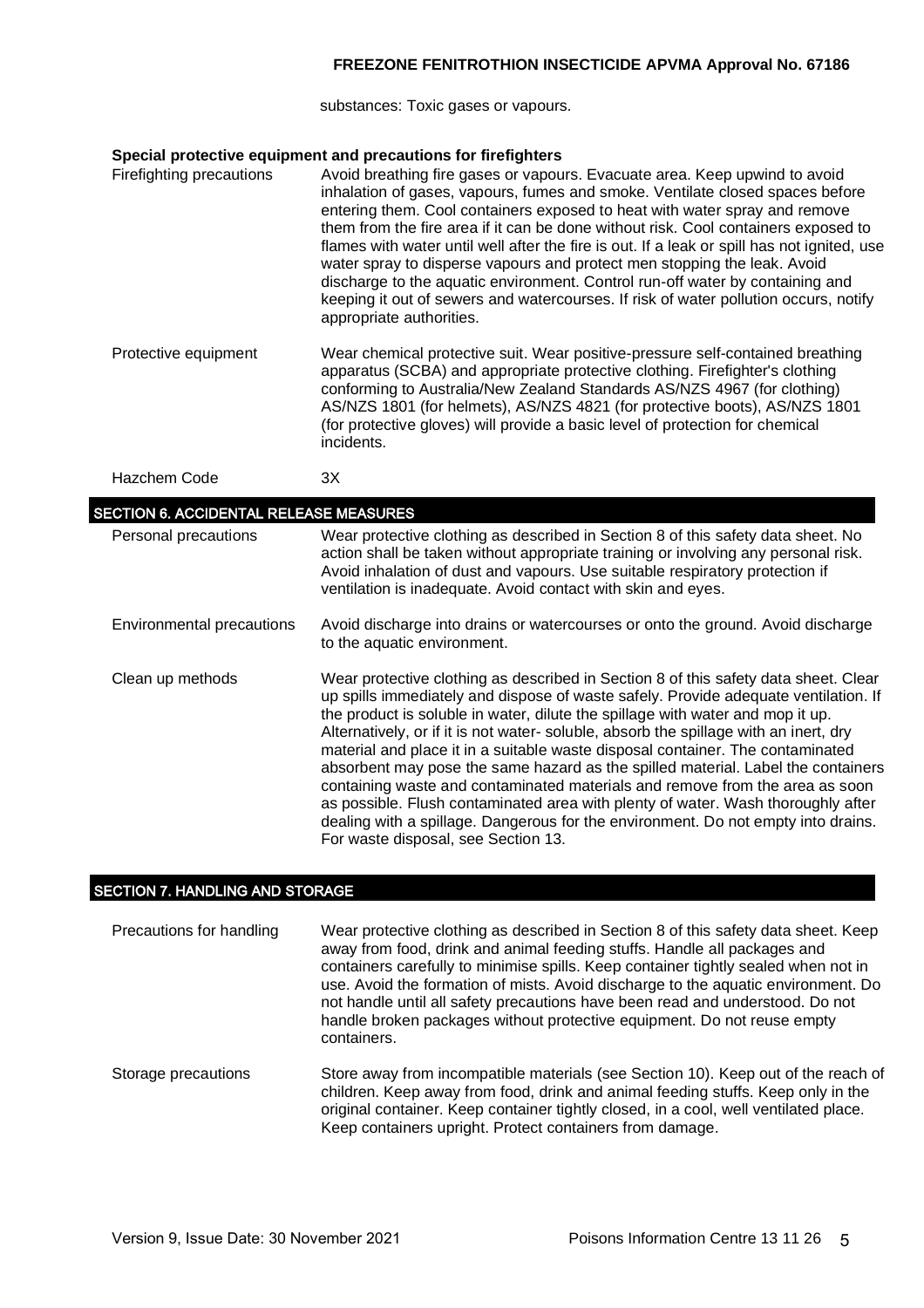substances: Toxic gases or vapours.

### Special protective equipment and precautions for firefighters

| | |
|---|---|
| Firefighting precautions | Avoid breathing fire gases or vapours. Evacuate area. Keep upwind to avoid inhalation of gases, vapours, fumes and smoke. Ventilate closed spaces before entering them. Cool containers exposed to heat with water spray and remove them from the fire area if it can be done without risk. Cool containers exposed to flames with water until well after the fire is out. If a leak or spill has not ignited, use water spray to disperse vapours and protect men stopping the leak. Avoid discharge to the aquatic environment. Control run-off water by containing and keeping it out of sewers and watercourses. If risk of water pollution occurs, notify appropriate authorities. |
| Protective equipment | Wear chemical protective suit. Wear positive-pressure self-contained breathing apparatus (SCBA) and appropriate protective clothing. Firefighter's clothing conforming to Australia/New Zealand Standards AS/NZS 4967 (for clothing) AS/NZS 1801 (for helmets), AS/NZS 4821 (for protective boots), AS/NZS 1801 (for protective gloves) will provide a basic level of protection for chemical incidents. |
| Hazchem Code | 3X |

## SECTION 6. ACCIDENTAL RELEASE MEASURES

| | |
|---|---|
| Personal precautions | Wear protective clothing as described in Section 8 of this safety data sheet. No action shall be taken without appropriate training or involving any personal risk. Avoid inhalation of dust and vapours. Use suitable respiratory protection if ventilation is inadequate. Avoid contact with skin and eyes. |
| Environmental precautions | Avoid discharge into drains or watercourses or onto the ground. Avoid discharge to the aquatic environment. |
| Clean up methods | Wear protective clothing as described in Section 8 of this safety data sheet. Clear up spills immediately and dispose of waste safely. Provide adequate ventilation. If the product is soluble in water, dilute the spillage with water and mop it up. Alternatively, or if it is not water- soluble, absorb the spillage with an inert, dry material and place it in a suitable waste disposal container. The contaminated absorbent may pose the same hazard as the spilled material. Label the containers containing waste and contaminated materials and remove from the area as soon as possible. Flush contaminated area with plenty of water. Wash thoroughly after dealing with a spillage. Dangerous for the environment. Do not empty into drains. For waste disposal, see Section 13. |

## SECTION 7. HANDLING AND STORAGE

| | |
|---|---|
| Precautions for handling | Wear protective clothing as described in Section 8 of this safety data sheet. Keep away from food, drink and animal feeding stuffs. Handle all packages and containers carefully to minimise spills. Keep container tightly sealed when not in use. Avoid the formation of mists. Avoid discharge to the aquatic environment. Do not handle until all safety precautions have been read and understood. Do not handle broken packages without protective equipment. Do not reuse empty containers. |
| Storage precautions | Store away from incompatible materials (see Section 10). Keep out of the reach of children. Keep away from food, drink and animal feeding stuffs. Keep only in the original container. Keep container tightly closed, in a cool, well ventilated place. Keep containers upright. Protect containers from damage. |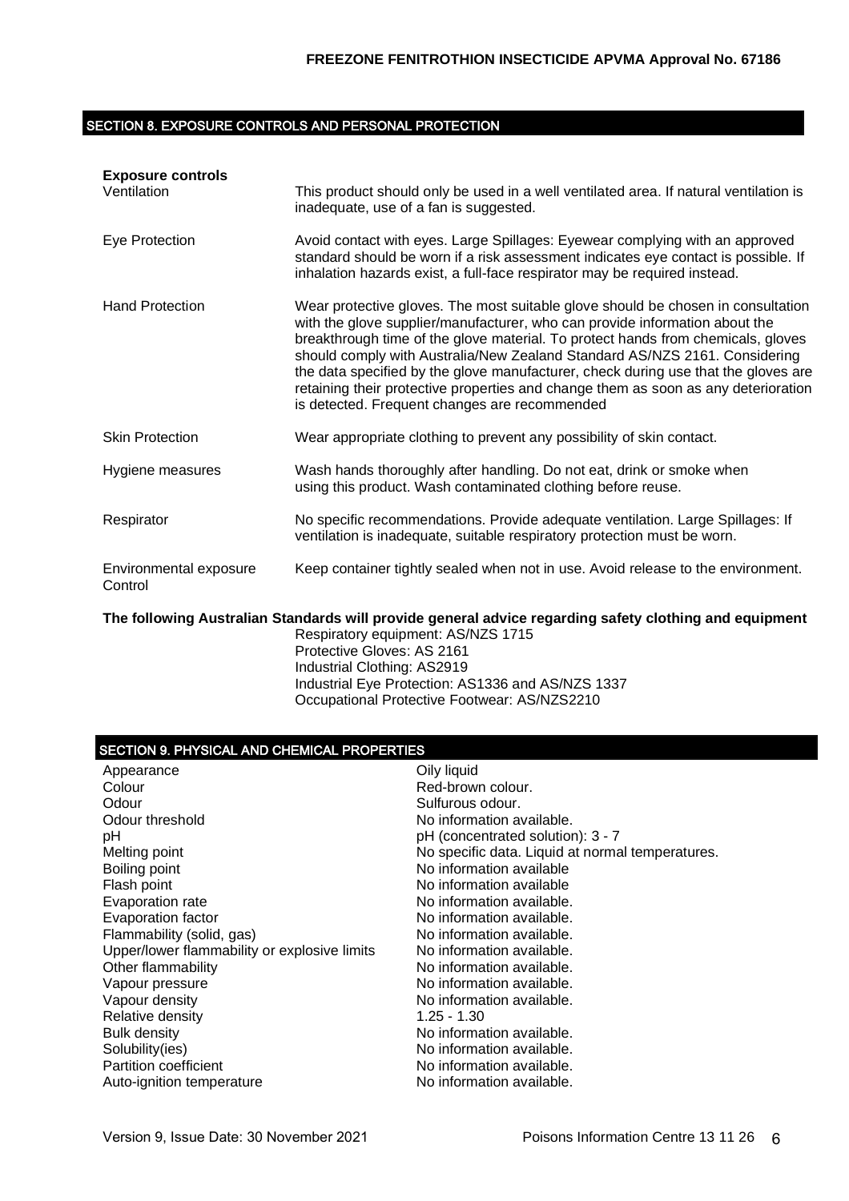## SECTION 8. EXPOSURE CONTROLS AND PERSONAL PROTECTION

**Exposure controls**

| | |
|---|---|
| Ventilation | This product should only be used in a well ventilated area. If natural ventilation is inadequate, use of a fan is suggested. |
| Eye Protection | Avoid contact with eyes. Large Spillages: Eyewear complying with an approved standard should be worn if a risk assessment indicates eye contact is possible. If inhalation hazards exist, a full-face respirator may be required instead. |
| Hand Protection | Wear protective gloves. The most suitable glove should be chosen in consultation with the glove supplier/manufacturer, who can provide information about the breakthrough time of the glove material. To protect hands from chemicals, gloves should comply with Australia/New Zealand Standard AS/NZS 2161. Considering the data specified by the glove manufacturer, check during use that the gloves are retaining their protective properties and change them as soon as any deterioration is detected. Frequent changes are recommended |
| Skin Protection | Wear appropriate clothing to prevent any possibility of skin contact. |
| Hygiene measures | Wash hands thoroughly after handling. Do not eat, drink or smoke when using this product. Wash contaminated clothing before reuse. |
| Respirator | No specific recommendations. Provide adequate ventilation. Large Spillages: If ventilation is inadequate, suitable respiratory protection must be worn. |
| Environmental exposure Control | Keep container tightly sealed when not in use. Avoid release to the environment. |

**The following Australian Standards will provide general advice regarding safety clothing and equipment**

Respiratory equipment: AS/NZS 1715
Protective Gloves: AS 2161
Industrial Clothing: AS2919
Industrial Eye Protection: AS1336 and AS/NZS 1337
Occupational Protective Footwear: AS/NZS2210

## SECTION 9. PHYSICAL AND CHEMICAL PROPERTIES

| | |
|---|---|
| Appearance | Oily liquid |
| Colour | Red-brown colour. |
| Odour | Sulfurous odour. |
| Odour threshold | No information available. |
| pH | pH (concentrated solution): 3 - 7 |
| Melting point | No specific data. Liquid at normal temperatures. |
| Boiling point | No information available |
| Flash point | No information available |
| Evaporation rate | No information available. |
| Evaporation factor | No information available. |
| Flammability (solid, gas) | No information available. |
| Upper/lower flammability or explosive limits | No information available. |
| Other flammability | No information available. |
| Vapour pressure | No information available. |
| Vapour density | No information available. |
| Relative density | 1.25 - 1.30 |
| Bulk density | No information available. |
| Solubility(ies) | No information available. |
| Partition coefficient | No information available. |
| Auto-ignition temperature | No information available. |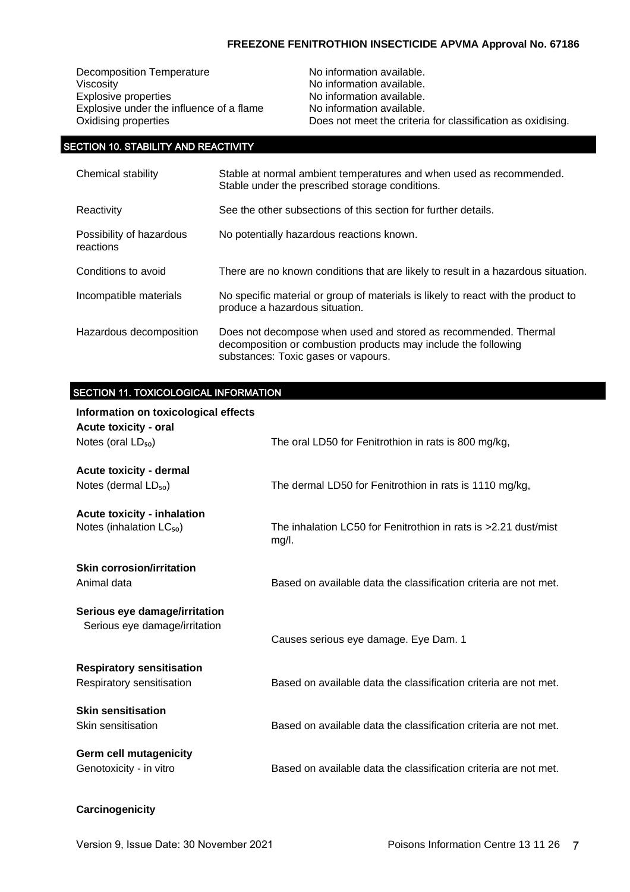| | |
|---|---|
| Decomposition Temperature | No information available. |
| Viscosity | No information available. |
| Explosive properties | No information available. |
| Explosive under the influence of a flame | No information available. |
| Oxidising properties | Does not meet the criteria for classification as oxidising. |

## SECTION 10. STABILITY AND REACTIVITY

| | |
|---|---|
| Chemical stability | Stable at normal ambient temperatures and when used as recommended. Stable under the prescribed storage conditions. |
| Reactivity | See the other subsections of this section for further details. |
| Possibility of hazardous reactions | No potentially hazardous reactions known. |
| Conditions to avoid | There are no known conditions that are likely to result in a hazardous situation. |
| Incompatible materials | No specific material or group of materials is likely to react with the product to produce a hazardous situation. |
| Hazardous decomposition | Does not decompose when used and stored as recommended. Thermal decomposition or combustion products may include the following substances: Toxic gases or vapours. |

## SECTION 11. TOXICOLOGICAL INFORMATION

**Information on toxicological effects**

**Acute toxicity - oral**

Notes (oral $LD_{50}$) — The oral LD50 for Fenitrothion in rats is 800 mg/kg,

**Acute toxicity - dermal**

Notes (dermal $LD_{50}$) — The dermal LD50 for Fenitrothion in rats is 1110 mg/kg,

**Acute toxicity - inhalation**

Notes (inhalation $LC_{50}$) — The inhalation LC50 for Fenitrothion in rats is >2.21 dust/mist mg/l.

**Skin corrosion/irritation**

Animal data — Based on available data the classification criteria are not met.

**Serious eye damage/irritation**

Serious eye damage/irritation — Causes serious eye damage. Eye Dam. 1

**Respiratory sensitisation**

Respiratory sensitisation — Based on available data the classification criteria are not met.

**Skin sensitisation**

Skin sensitisation — Based on available data the classification criteria are not met.

**Germ cell mutagenicity**

Genotoxicity - in vitro — Based on available data the classification criteria are not met.

**Carcinogenicity**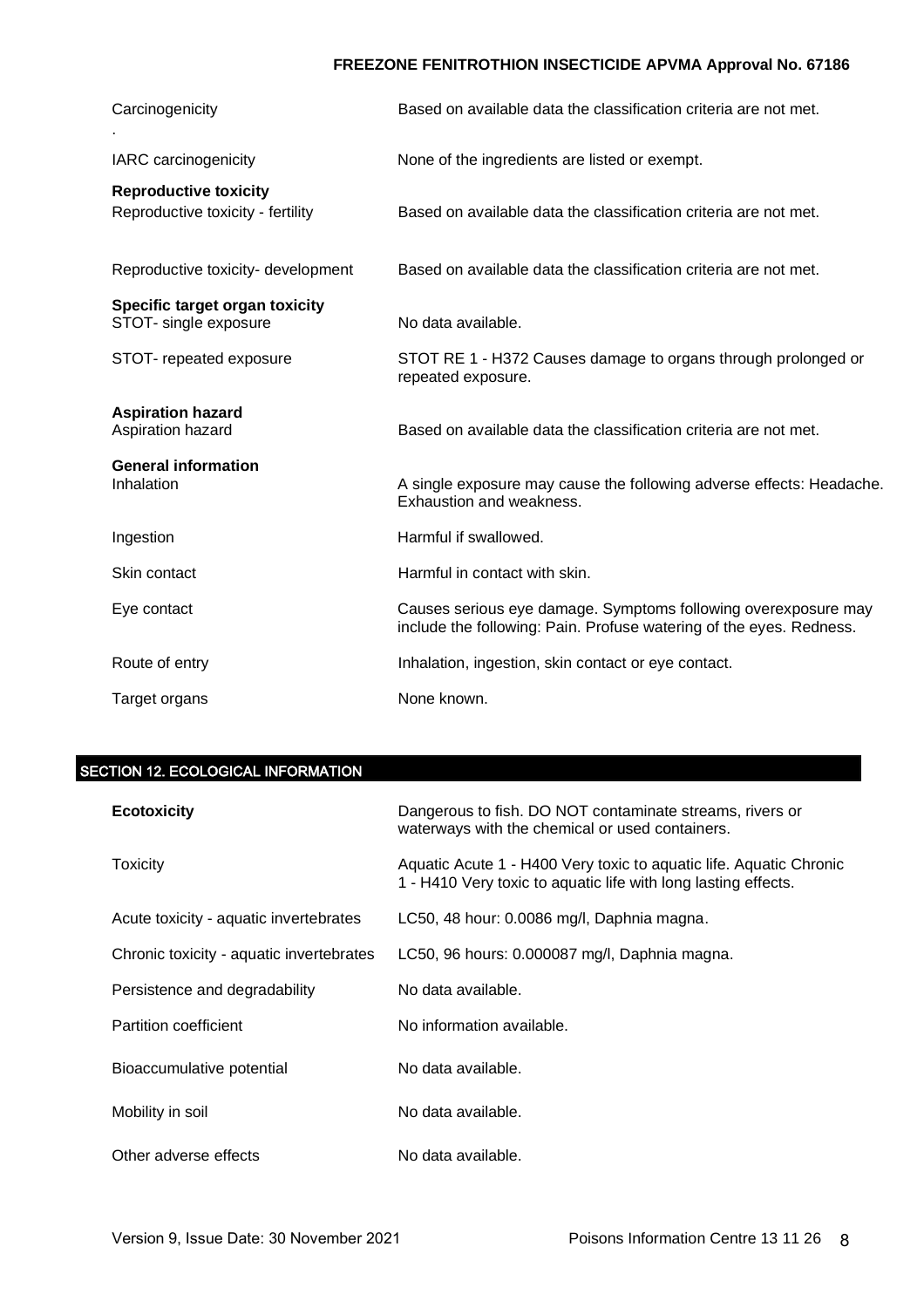| | |
|---|---|
| Carcinogenicity | Based on available data the classification criteria are not met. |
| . | |
| IARC carcinogenicity | None of the ingredients are listed or exempt. |

**Reproductive toxicity**

| | |
|---|---|
| Reproductive toxicity - fertility | Based on available data the classification criteria are not met. |
| Reproductive toxicity- development | Based on available data the classification criteria are not met. |

**Specific target organ toxicity**

| | |
|---|---|
| STOT- single exposure | No data available. |
| STOT- repeated exposure | STOT RE 1 - H372 Causes damage to organs through prolonged or repeated exposure. |

**Aspiration hazard**

| | |
|---|---|
| Aspiration hazard | Based on available data the classification criteria are not met. |

**General information**

| | |
|---|---|
| Inhalation | A single exposure may cause the following adverse effects: Headache. Exhaustion and weakness. |
| Ingestion | Harmful if swallowed. |
| Skin contact | Harmful in contact with skin. |
| Eye contact | Causes serious eye damage. Symptoms following overexposure may include the following: Pain. Profuse watering of the eyes. Redness. |
| Route of entry | Inhalation, ingestion, skin contact or eye contact. |
| Target organs | None known. |

## SECTION 12. ECOLOGICAL INFORMATION

| | |
|---|---|
| **Ecotoxicity** | Dangerous to fish. DO NOT contaminate streams, rivers or waterways with the chemical or used containers. |
| Toxicity | Aquatic Acute 1 - H400 Very toxic to aquatic life. Aquatic Chronic 1 - H410 Very toxic to aquatic life with long lasting effects. |
| Acute toxicity - aquatic invertebrates | LC50, 48 hour: 0.0086 mg/l, Daphnia magna. |
| Chronic toxicity - aquatic invertebrates | LC50, 96 hours: 0.000087 mg/l, Daphnia magna. |
| Persistence and degradability | No data available. |
| Partition coefficient | No information available. |
| Bioaccumulative potential | No data available. |
| Mobility in soil | No data available. |
| Other adverse effects | No data available. |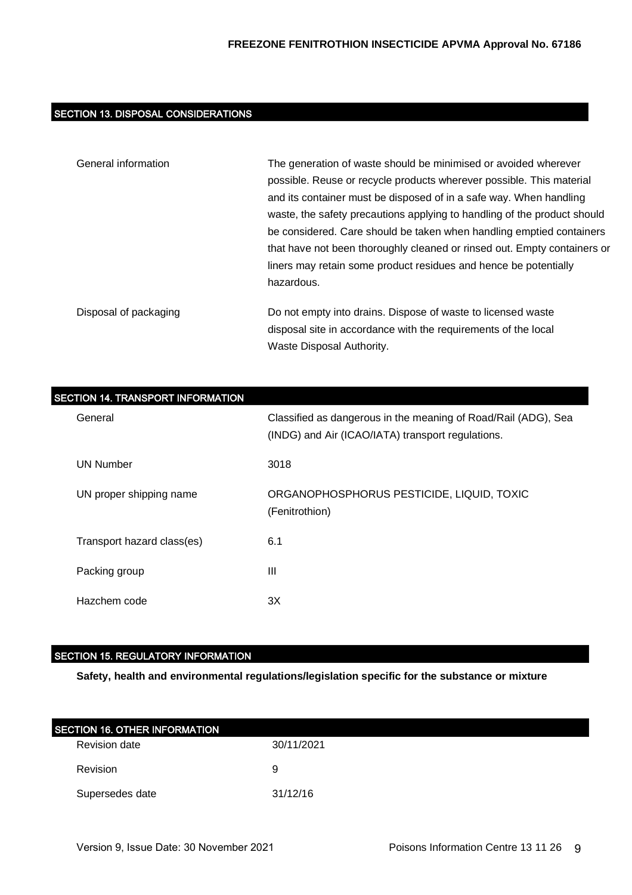## SECTION 13. DISPOSAL CONSIDERATIONS

| | |
|---|---|
| General information | The generation of waste should be minimised or avoided wherever possible. Reuse or recycle products wherever possible. This material and its container must be disposed of in a safe way. When handling waste, the safety precautions applying to handling of the product should be considered. Care should be taken when handling emptied containers that have not been thoroughly cleaned or rinsed out. Empty containers or liners may retain some product residues and hence be potentially hazardous. |
| Disposal of packaging | Do not empty into drains. Dispose of waste to licensed waste disposal site in accordance with the requirements of the local Waste Disposal Authority. |

## SECTION 14. TRANSPORT INFORMATION

| | |
|---|---|
| General | Classified as dangerous in the meaning of Road/Rail (ADG), Sea (INDG) and Air (ICAO/IATA) transport regulations. |
| UN Number | 3018 |
| UN proper shipping name | ORGANOPHOSPHORUS PESTICIDE, LIQUID, TOXIC (Fenitrothion) |
| Transport hazard class(es) | 6.1 |
| Packing group | III |
| Hazchem code | 3X |

## SECTION 15. REGULATORY INFORMATION

**Safety, health and environmental regulations/legislation specific for the substance or mixture**

## SECTION 16. OTHER INFORMATION

| | |
|---|---|
| Revision date | 30/11/2021 |
| Revision | 9 |
| Supersedes date | 31/12/16 |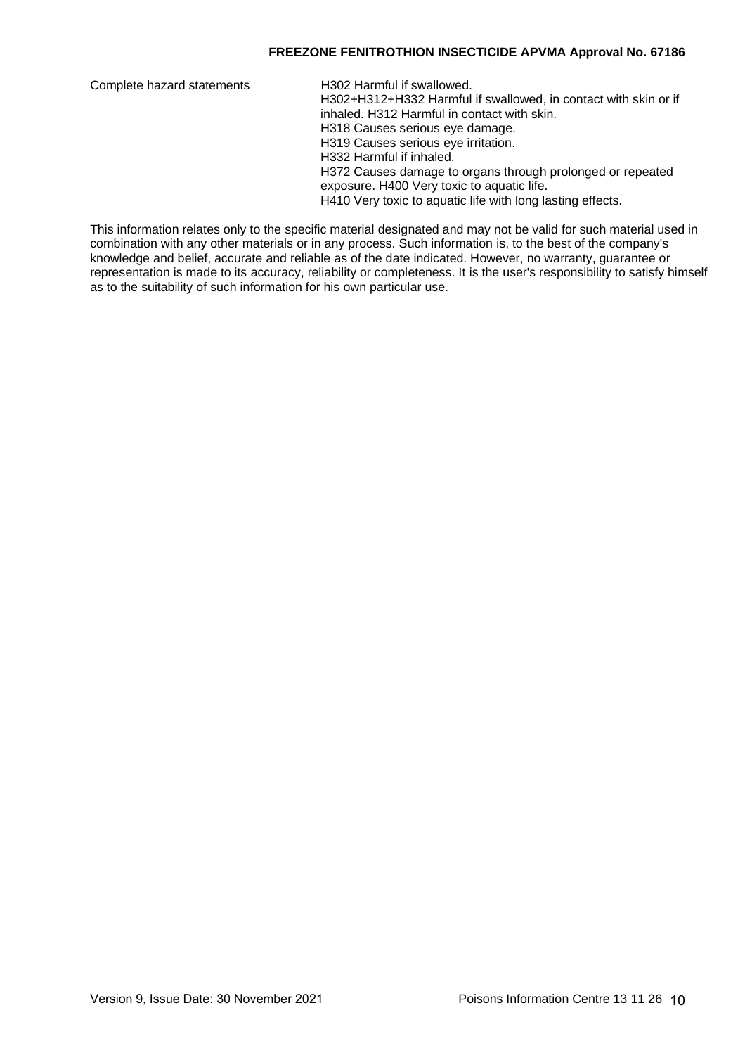| | |
|---|---|
| Complete hazard statements | H302 Harmful if swallowed.<br>H302+H312+H332 Harmful if swallowed, in contact with skin or if inhaled. H312 Harmful in contact with skin.<br>H318 Causes serious eye damage.<br>H319 Causes serious eye irritation.<br>H332 Harmful if inhaled.<br>H372 Causes damage to organs through prolonged or repeated exposure. H400 Very toxic to aquatic life.<br>H410 Very toxic to aquatic life with long lasting effects. |

This information relates only to the specific material designated and may not be valid for such material used in combination with any other materials or in any process. Such information is, to the best of the company's knowledge and belief, accurate and reliable as of the date indicated. However, no warranty, guarantee or representation is made to its accuracy, reliability or completeness. It is the user's responsibility to satisfy himself as to the suitability of such information for his own particular use.